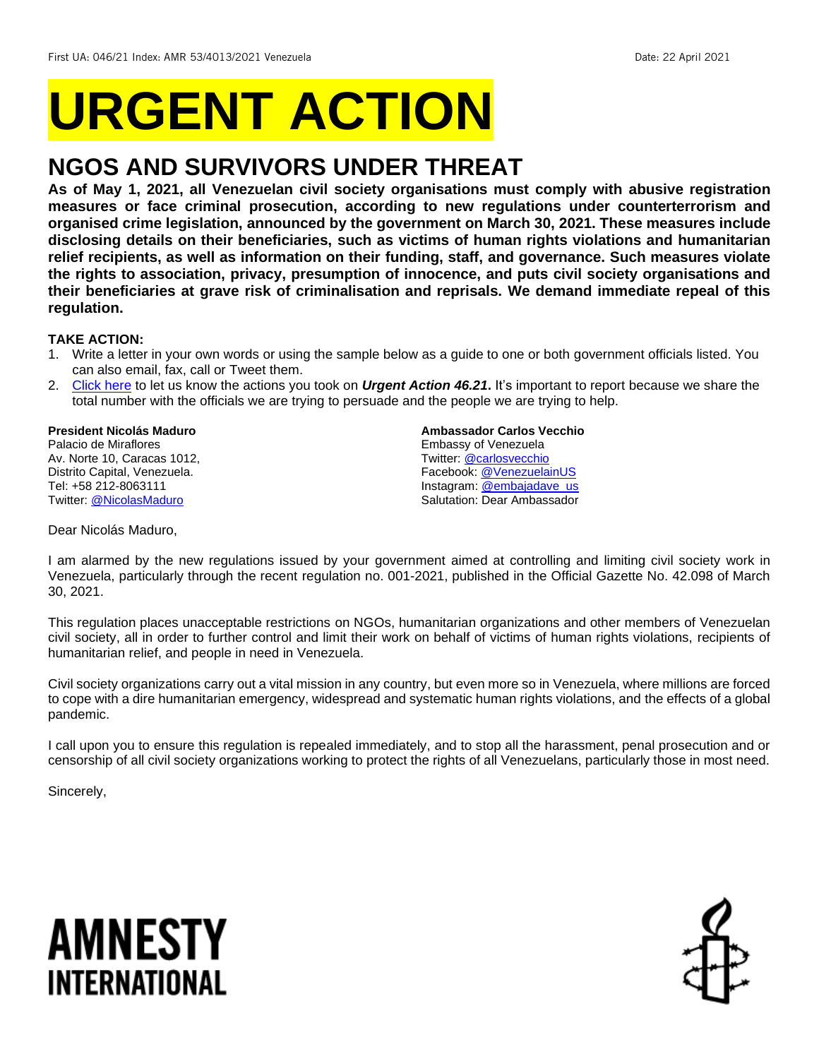First UA: 046/21 Index: AMR 53/4013/2021 Venezuela Date: 22 April 2021

# URGENT ACTION

## NGOS AND SURVIVORS UNDER THREAT

**As of May 1, 2021, all Venezuelan civil society organisations must comply with abusive registration measures or face criminal prosecution, according to new regulations under counterterrorism and organised crime legislation, announced by the government on March 30, 2021. These measures include disclosing details on their beneficiaries, such as victims of human rights violations and humanitarian relief recipients, as well as information on their funding, staff, and governance. Such measures violate the rights to association, privacy, presumption of innocence, and puts civil society organisations and their beneficiaries at grave risk of criminalisation and reprisals. We demand immediate repeal of this regulation.**

**TAKE ACTION:**

1. Write a letter in your own words or using the sample below as a guide to one or both government officials listed. You can also email, fax, call or Tweet them.
2. Click here to let us know the actions you took on ***Urgent Action 46.21***. It's important to report because we share the total number with the officials we are trying to persuade and the people we are trying to help.

**President Nicolás Maduro**
Palacio de Miraflores
Av. Norte 10, Caracas 1012,
Distrito Capital, Venezuela.
Tel: +58 212-8063111
Twitter: @NicolasMaduro

**Ambassador Carlos Vecchio**
Embassy of Venezuela
Twitter: @carlosvecchio
Facebook: @VenezuelainUS
Instagram: @embajadave_us
Salutation: Dear Ambassador

Dear Nicolás Maduro,

I am alarmed by the new regulations issued by your government aimed at controlling and limiting civil society work in Venezuela, particularly through the recent regulation no. 001-2021, published in the Official Gazette No. 42.098 of March 30, 2021.

This regulation places unacceptable restrictions on NGOs, humanitarian organizations and other members of Venezuelan civil society, all in order to further control and limit their work on behalf of victims of human rights violations, recipients of humanitarian relief, and people in need in Venezuela.

Civil society organizations carry out a vital mission in any country, but even more so in Venezuela, where millions are forced to cope with a dire humanitarian emergency, widespread and systematic human rights violations, and the effects of a global pandemic.

I call upon you to ensure this regulation is repealed immediately, and to stop all the harassment, penal prosecution and or censorship of all civil society organizations working to protect the rights of all Venezuelans, particularly those in most need.

Sincerely,

AMNESTY INTERNATIONAL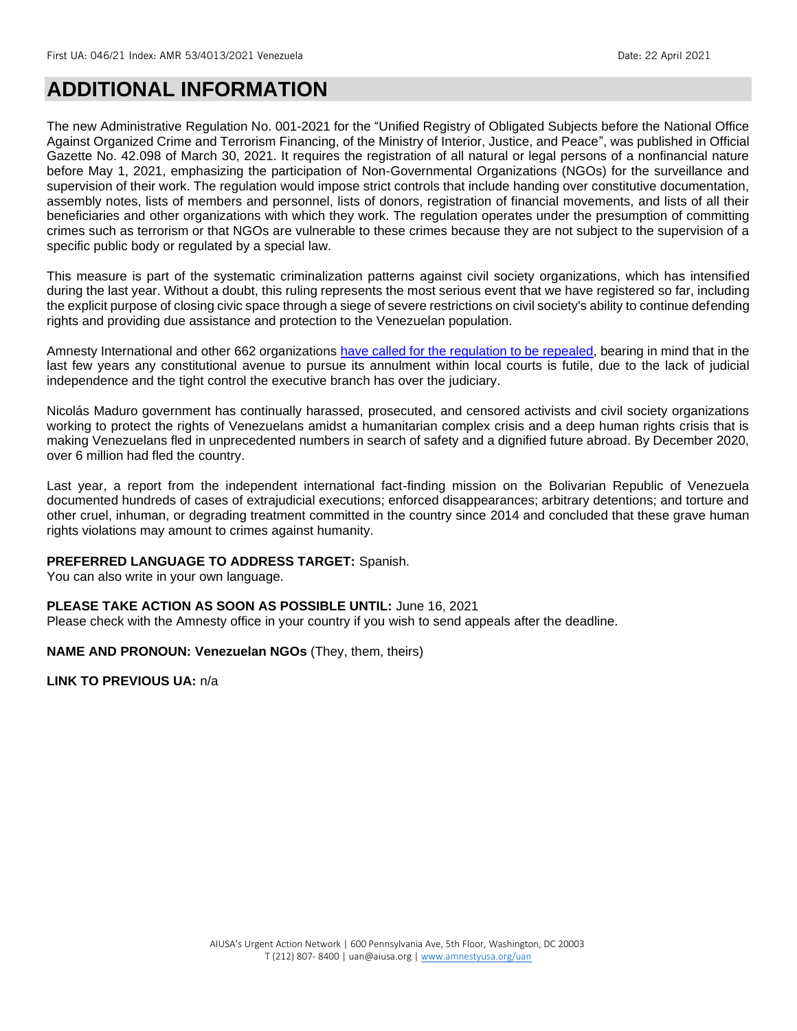# ADDITIONAL INFORMATION

The new Administrative Regulation No. 001-2021 for the "Unified Registry of Obligated Subjects before the National Office Against Organized Crime and Terrorism Financing, of the Ministry of Interior, Justice, and Peace", was published in Official Gazette No. 42.098 of March 30, 2021. It requires the registration of all natural or legal persons of a nonfinancial nature before May 1, 2021, emphasizing the participation of Non-Governmental Organizations (NGOs) for the surveillance and supervision of their work. The regulation would impose strict controls that include handing over constitutive documentation, assembly notes, lists of members and personnel, lists of donors, registration of financial movements, and lists of all their beneficiaries and other organizations with which they work. The regulation operates under the presumption of committing crimes such as terrorism or that NGOs are vulnerable to these crimes because they are not subject to the supervision of a specific public body or regulated by a special law.

This measure is part of the systematic criminalization patterns against civil society organizations, which has intensified during the last year. Without a doubt, this ruling represents the most serious event that we have registered so far, including the explicit purpose of closing civic space through a siege of severe restrictions on civil society's ability to continue defending rights and providing due assistance and protection to the Venezuelan population.

Amnesty International and other 662 organizations have called for the regulation to be repealed, bearing in mind that in the last few years any constitutional avenue to pursue its annulment within local courts is futile, due to the lack of judicial independence and the tight control the executive branch has over the judiciary.

Nicolás Maduro government has continually harassed, prosecuted, and censored activists and civil society organizations working to protect the rights of Venezuelans amidst a humanitarian complex crisis and a deep human rights crisis that is making Venezuelans fled in unprecedented numbers in search of safety and a dignified future abroad. By December 2020, over 6 million had fled the country.

Last year, a report from the independent international fact-finding mission on the Bolivarian Republic of Venezuela documented hundreds of cases of extrajudicial executions; enforced disappearances; arbitrary detentions; and torture and other cruel, inhuman, or degrading treatment committed in the country since 2014 and concluded that these grave human rights violations may amount to crimes against humanity.

**PREFERRED LANGUAGE TO ADDRESS TARGET:** Spanish.
You can also write in your own language.

**PLEASE TAKE ACTION AS SOON AS POSSIBLE UNTIL:** June 16, 2021
Please check with the Amnesty office in your country if you wish to send appeals after the deadline.

**NAME AND PRONOUN: Venezuelan NGOs** (They, them, theirs)

**LINK TO PREVIOUS UA:** n/a